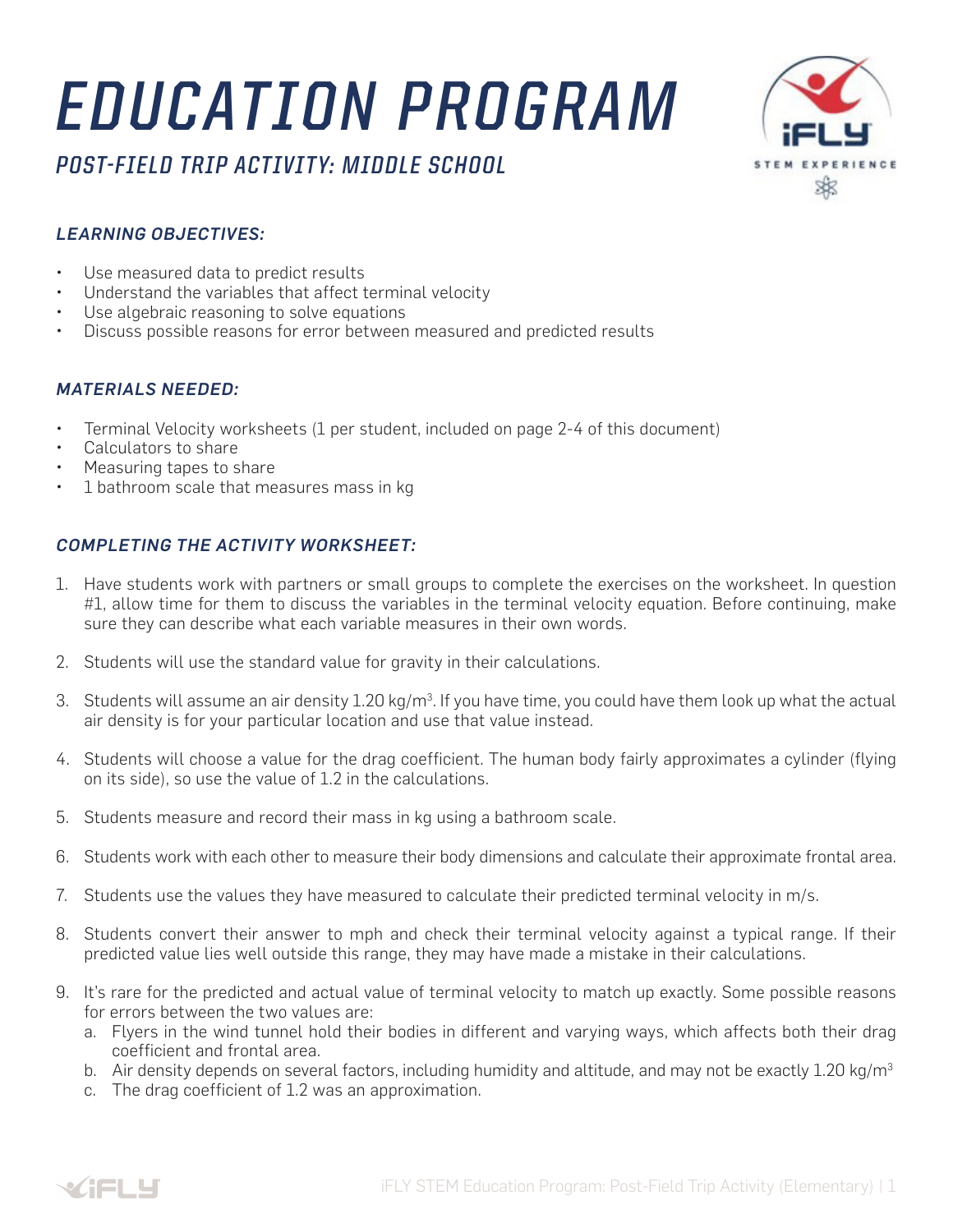# EDUCATION PROGRAM

## *POST-FIELD TRIP ACTIVITY: MIDDLE SCHOOL*

### *LEARNING OBJECTIVES:*

- Use measured data to predict results
- Understand the variables that affect terminal velocity
- Use algebraic reasoning to solve equations
- Discuss possible reasons for error between measured and predicted results

### *MATERIALS NEEDED:*

- Terminal Velocity worksheets (1 per student, included on page 2-4 of this document)
- Calculators to share
- Measuring tapes to share
- 1 bathroom scale that measures mass in kg

### *COMPLETING THE ACTIVITY WORKSHEET:*

1. Have students work with partners or small groups to complete the exercises on the worksheet. In question #1, allow time for them to discuss the variables in the terminal velocity equation. Before continuing, make sure they can describe what each variable measures in their own words.
2. Students will use the standard value for gravity in their calculations.
3. Students will assume an air density 1.20 kg/m$^3$. If you have time, you could have them look up what the actual air density is for your particular location and use that value instead.
4. Students will choose a value for the drag coefficient. The human body fairly approximates a cylinder (flying on its side), so use the value of 1.2 in the calculations.
5. Students measure and record their mass in kg using a bathroom scale.
6. Students work with each other to measure their body dimensions and calculate their approximate frontal area.
7. Students use the values they have measured to calculate their predicted terminal velocity in m/s.
8. Students convert their answer to mph and check their terminal velocity against a typical range. If their predicted value lies well outside this range, they may have made a mistake in their calculations.
9. It's rare for the predicted and actual value of terminal velocity to match up exactly. Some possible reasons for errors between the two values are:
   a. Flyers in the wind tunnel hold their bodies in different and varying ways, which affects both their drag coefficient and frontal area.
   b. Air density depends on several factors, including humidity and altitude, and may not be exactly 1.20 kg/m$^3$
   c. The drag coefficient of 1.2 was an approximation.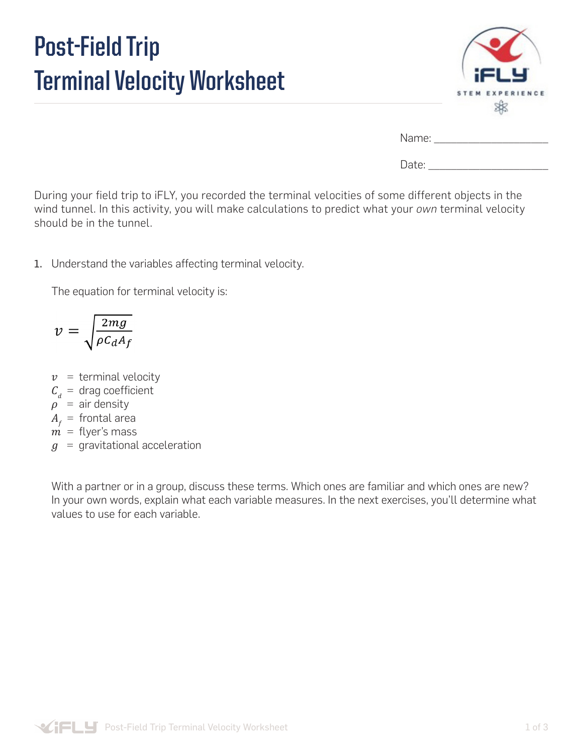# Post-Field Trip Terminal Velocity Worksheet

Name: ____________________

Date: ____________________

During your field trip to iFLY, you recorded the terminal velocities of some different objects in the wind tunnel. In this activity, you will make calculations to predict what your *own* terminal velocity should be in the tunnel.

1. Understand the variables affecting terminal velocity.

   The equation for terminal velocity is:

$$v = \sqrt{\frac{2mg}{\rho C_d A_f}}$$

   $v$ = terminal velocity
   $C_d$ = drag coefficient
   $\rho$ = air density
   $A_f$ = frontal area
   $m$ = flyer's mass
   $g$ = gravitational acceleration

   With a partner or in a group, discuss these terms. Which ones are familiar and which ones are new? In your own words, explain what each variable measures. In the next exercises, you'll determine what values to use for each variable.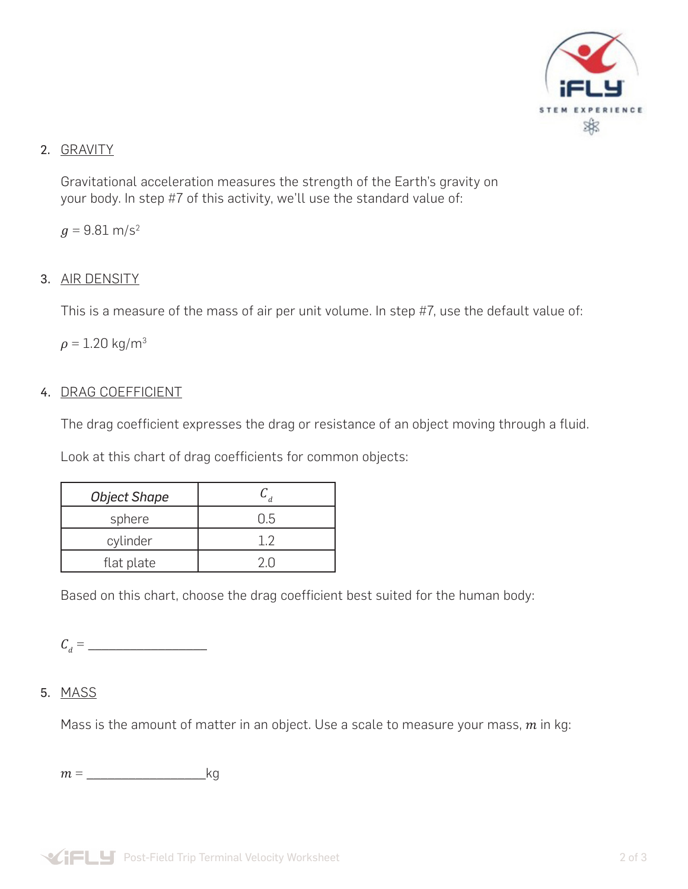2. GRAVITY

   Gravitational acceleration measures the strength of the Earth's gravity on your body. In step #7 of this activity, we'll use the standard value of:

   $g$ = 9.81 m/s$^2$

3. AIR DENSITY

   This is a measure of the mass of air per unit volume. In step #7, use the default value of:

   $\rho$ = 1.20 kg/m$^3$

4. DRAG COEFFICIENT

   The drag coefficient expresses the drag or resistance of an object moving through a fluid.

   Look at this chart of drag coefficients for common objects:

| *Object Shape* | $C_d$ |
|---|---|
| sphere | 0.5 |
| cylinder | 1.2 |
| flat plate | 2.0 |

   Based on this chart, choose the drag coefficient best suited for the human body:

   $C_d$ = ________________

5. MASS

   Mass is the amount of matter in an object. Use a scale to measure your mass, $m$ in kg:

   $m$ = ________________kg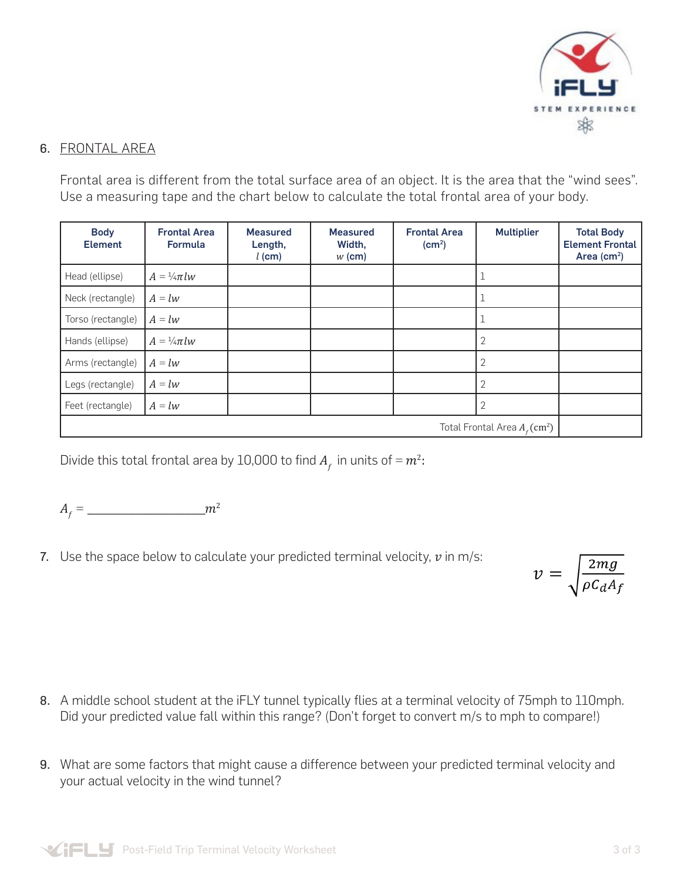6. FRONTAL AREA

Frontal area is different from the total surface area of an object. It is the area that the "wind sees". Use a measuring tape and the chart below to calculate the total frontal area of your body.

| Body Element | Frontal Area Formula | Measured Length, $l$ (cm) | Measured Width, $w$ (cm) | Frontal Area ($cm^2$) | Multiplier | Total Body Element Frontal Area ($cm^2$) |
|---|---|---|---|---|---|---|
| Head (ellipse) | $A = \frac{1}{4}\pi lw$ | | | | 1 | |
| Neck (rectangle) | $A = lw$ | | | | 1 | |
| Torso (rectangle) | $A = lw$ | | | | 1 | |
| Hands (ellipse) | $A = \frac{1}{4}\pi lw$ | | | | 2 | |
| Arms (rectangle) | $A = lw$ | | | | 2 | |
| Legs (rectangle) | $A = lw$ | | | | 2 | |
| Feet (rectangle) | $A = lw$ | | | | 2 | |
| | | | | | Total Frontal Area $A_f$ ($cm^2$) | |

Divide this total frontal area by 10,000 to find $A_f$ in units of $= m^2$:

$A_f$ = ________________ $m^2$

7. Use the space below to calculate your predicted terminal velocity, $v$ in m/s:

$$v = \sqrt{\frac{2mg}{\rho C_d A_f}}$$

8. A middle school student at the iFLY tunnel typically flies at a terminal velocity of 75mph to 110mph. Did your predicted value fall within this range? (Don't forget to convert m/s to mph to compare!)

9. What are some factors that might cause a difference between your predicted terminal velocity and your actual velocity in the wind tunnel?